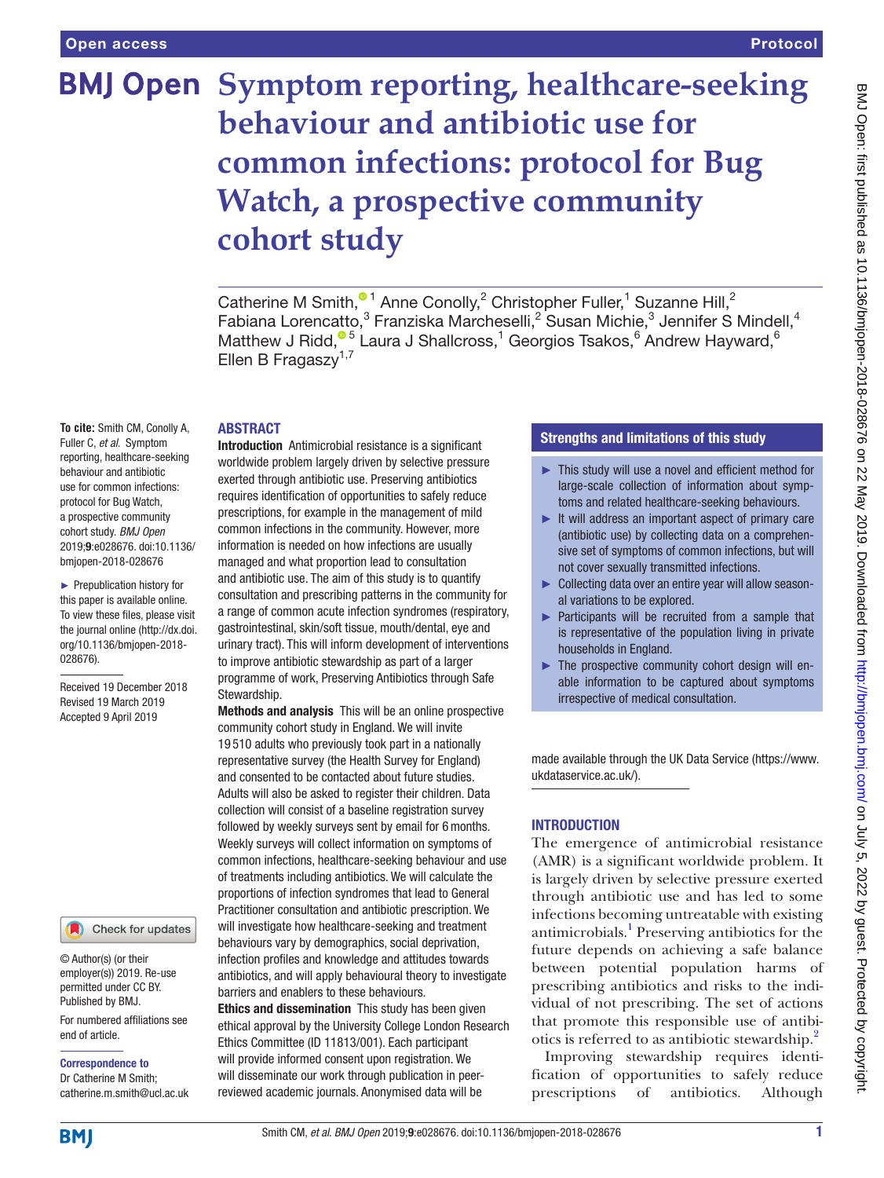Open access

Protocol

# Symptom reporting, healthcare-seeking behaviour and antibiotic use for common infections: protocol for Bug Watch, a prospective community cohort study

Catherine M Smith,[1] Anne Conolly,[2] Christopher Fuller,[1] Suzanne Hill,[2] Fabiana Lorencatto,[3] Franziska Marcheselli,[2] Susan Michie,[3] Jennifer S Mindell,[4] Matthew J Ridd,[5] Laura J Shallcross,[1] Georgios Tsakos,[6] Andrew Hayward,[6] Ellen B Fragaszy[1,7]

**To cite:** Smith CM, Conolly A, Fuller C, *et al*. Symptom reporting, healthcare-seeking behaviour and antibiotic use for common infections: protocol for Bug Watch, a prospective community cohort study. *BMJ Open* 2019;**9**:e028676. doi:10.1136/bmjopen-2018-028676

► Prepublication history for this paper is available online. To view these files, please visit the journal online (http://dx.doi.org/10.1136/bmjopen-2018-028676).

Received 19 December 2018
Revised 19 March 2019
Accepted 9 April 2019

© Author(s) (or their employer(s)) 2019. Re-use permitted under CC BY. Published by BMJ.

For numbered affiliations see end of article.

**Correspondence to**
Dr Catherine M Smith; catherine.m.smith@ucl.ac.uk

## ABSTRACT

**Introduction** Antimicrobial resistance is a significant worldwide problem largely driven by selective pressure exerted through antibiotic use. Preserving antibiotics requires identification of opportunities to safely reduce prescriptions, for example in the management of mild common infections in the community. However, more information is needed on how infections are usually managed and what proportion lead to consultation and antibiotic use. The aim of this study is to quantify consultation and prescribing patterns in the community for a range of common acute infection syndromes (respiratory, gastrointestinal, skin/soft tissue, mouth/dental, eye and urinary tract). This will inform development of interventions to improve antibiotic stewardship as part of a larger programme of work, Preserving Antibiotics through Safe Stewardship.

**Methods and analysis** This will be an online prospective community cohort study in England. We will invite 19 510 adults who previously took part in a nationally representative survey (the Health Survey for England) and consented to be contacted about future studies. Adults will also be asked to register their children. Data collection will consist of a baseline registration survey followed by weekly surveys sent by email for 6 months. Weekly surveys will collect information on symptoms of common infections, healthcare-seeking behaviour and use of treatments including antibiotics. We will calculate the proportions of infection syndromes that lead to General Practitioner consultation and antibiotic prescription. We will investigate how healthcare-seeking and treatment behaviours vary by demographics, social deprivation, infection profiles and knowledge and attitudes towards antibiotics, and will apply behavioural theory to investigate barriers and enablers to these behaviours.

**Ethics and dissemination** This study has been given ethical approval by the University College London Research Ethics Committee (ID 11813/001). Each participant will provide informed consent upon registration. We will disseminate our work through publication in peer-reviewed academic journals. Anonymised data will be made available through the UK Data Service (https://www.ukdataservice.ac.uk/).

## Strengths and limitations of this study

- ► This study will use a novel and efficient method for large-scale collection of information about symptoms and related healthcare-seeking behaviours.
- ► It will address an important aspect of primary care (antibiotic use) by collecting data on a comprehensive set of symptoms of common infections, but will not cover sexually transmitted infections.
- ► Collecting data over an entire year will allow seasonal variations to be explored.
- ► Participants will be recruited from a sample that is representative of the population living in private households in England.
- ► The prospective community cohort design will enable information to be captured about symptoms irrespective of medical consultation.

## INTRODUCTION

The emergence of antimicrobial resistance (AMR) is a significant worldwide problem. It is largely driven by selective pressure exerted through antibiotic use and has led to some infections becoming untreatable with existing antimicrobials.[1] Preserving antibiotics for the future depends on achieving a safe balance between potential population harms of prescribing antibiotics and risks to the individual of not prescribing. The set of actions that promote this responsible use of antibiotics is referred to as antibiotic stewardship.[2]

Improving stewardship requires identification of opportunities to safely reduce prescriptions of antibiotics. Although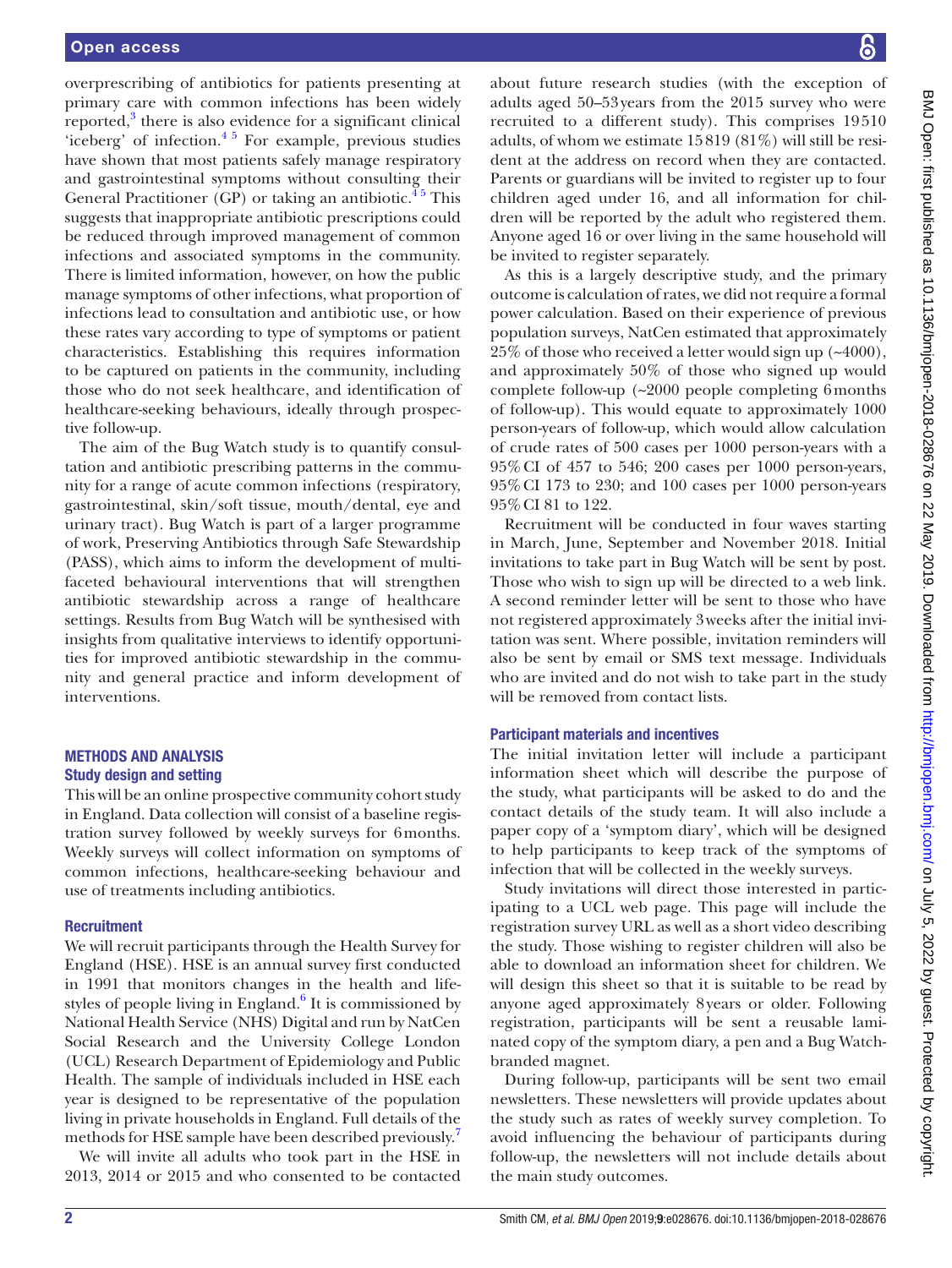overprescribing of antibiotics for patients presenting at primary care with common infections has been widely reported,[3] there is also evidence for a significant clinical 'iceberg' of infection.[4 5] For example, previous studies have shown that most patients safely manage respiratory and gastrointestinal symptoms without consulting their General Practitioner (GP) or taking an antibiotic.[4 5] This suggests that inappropriate antibiotic prescriptions could be reduced through improved management of common infections and associated symptoms in the community. There is limited information, however, on how the public manage symptoms of other infections, what proportion of infections lead to consultation and antibiotic use, or how these rates vary according to type of symptoms or patient characteristics. Establishing this requires information to be captured on patients in the community, including those who do not seek healthcare, and identification of healthcare-seeking behaviours, ideally through prospective follow-up.

The aim of the Bug Watch study is to quantify consultation and antibiotic prescribing patterns in the community for a range of acute common infections (respiratory, gastrointestinal, skin/soft tissue, mouth/dental, eye and urinary tract). Bug Watch is part of a larger programme of work, Preserving Antibiotics through Safe Stewardship (PASS), which aims to inform the development of multifaceted behavioural interventions that will strengthen antibiotic stewardship across a range of healthcare settings. Results from Bug Watch will be synthesised with insights from qualitative interviews to identify opportunities for improved antibiotic stewardship in the community and general practice and inform development of interventions.

## METHODS AND ANALYSIS

### Study design and setting

This will be an online prospective community cohort study in England. Data collection will consist of a baseline registration survey followed by weekly surveys for 6 months. Weekly surveys will collect information on symptoms of common infections, healthcare-seeking behaviour and use of treatments including antibiotics.

### Recruitment

We will recruit participants through the Health Survey for England (HSE). HSE is an annual survey first conducted in 1991 that monitors changes in the health and lifestyles of people living in England.[6] It is commissioned by National Health Service (NHS) Digital and run by NatCen Social Research and the University College London (UCL) Research Department of Epidemiology and Public Health. The sample of individuals included in HSE each year is designed to be representative of the population living in private households in England. Full details of the methods for HSE sample have been described previously.[7]

We will invite all adults who took part in the HSE in 2013, 2014 or 2015 and who consented to be contacted about future research studies (with the exception of adults aged 50–53 years from the 2015 survey who were recruited to a different study). This comprises 19510 adults, of whom we estimate 15819 (81%) will still be resident at the address on record when they are contacted. Parents or guardians will be invited to register up to four children aged under 16, and all information for children will be reported by the adult who registered them. Anyone aged 16 or over living in the same household will be invited to register separately.

As this is a largely descriptive study, and the primary outcome is calculation of rates, we did not require a formal power calculation. Based on their experience of previous population surveys, NatCen estimated that approximately 25% of those who received a letter would sign up (~4000), and approximately 50% of those who signed up would complete follow-up (~2000 people completing 6 months of follow-up). This would equate to approximately 1000 person-years of follow-up, which would allow calculation of crude rates of 500 cases per 1000 person-years with a 95% CI of 457 to 546; 200 cases per 1000 person-years, 95% CI 173 to 230; and 100 cases per 1000 person-years 95% CI 81 to 122.

Recruitment will be conducted in four waves starting in March, June, September and November 2018. Initial invitations to take part in Bug Watch will be sent by post. Those who wish to sign up will be directed to a web link. A second reminder letter will be sent to those who have not registered approximately 3 weeks after the initial invitation was sent. Where possible, invitation reminders will also be sent by email or SMS text message. Individuals who are invited and do not wish to take part in the study will be removed from contact lists.

### Participant materials and incentives

The initial invitation letter will include a participant information sheet which will describe the purpose of the study, what participants will be asked to do and the contact details of the study team. It will also include a paper copy of a 'symptom diary', which will be designed to help participants to keep track of the symptoms of infection that will be collected in the weekly surveys.

Study invitations will direct those interested in participating to a UCL web page. This page will include the registration survey URL as well as a short video describing the study. Those wishing to register children will also be able to download an information sheet for children. We will design this sheet so that it is suitable to be read by anyone aged approximately 8 years or older. Following registration, participants will be sent a reusable laminated copy of the symptom diary, a pen and a Bug Watch-branded magnet.

During follow-up, participants will be sent two email newsletters. These newsletters will provide updates about the study such as rates of weekly survey completion. To avoid influencing the behaviour of participants during follow-up, the newsletters will not include details about the main study outcomes.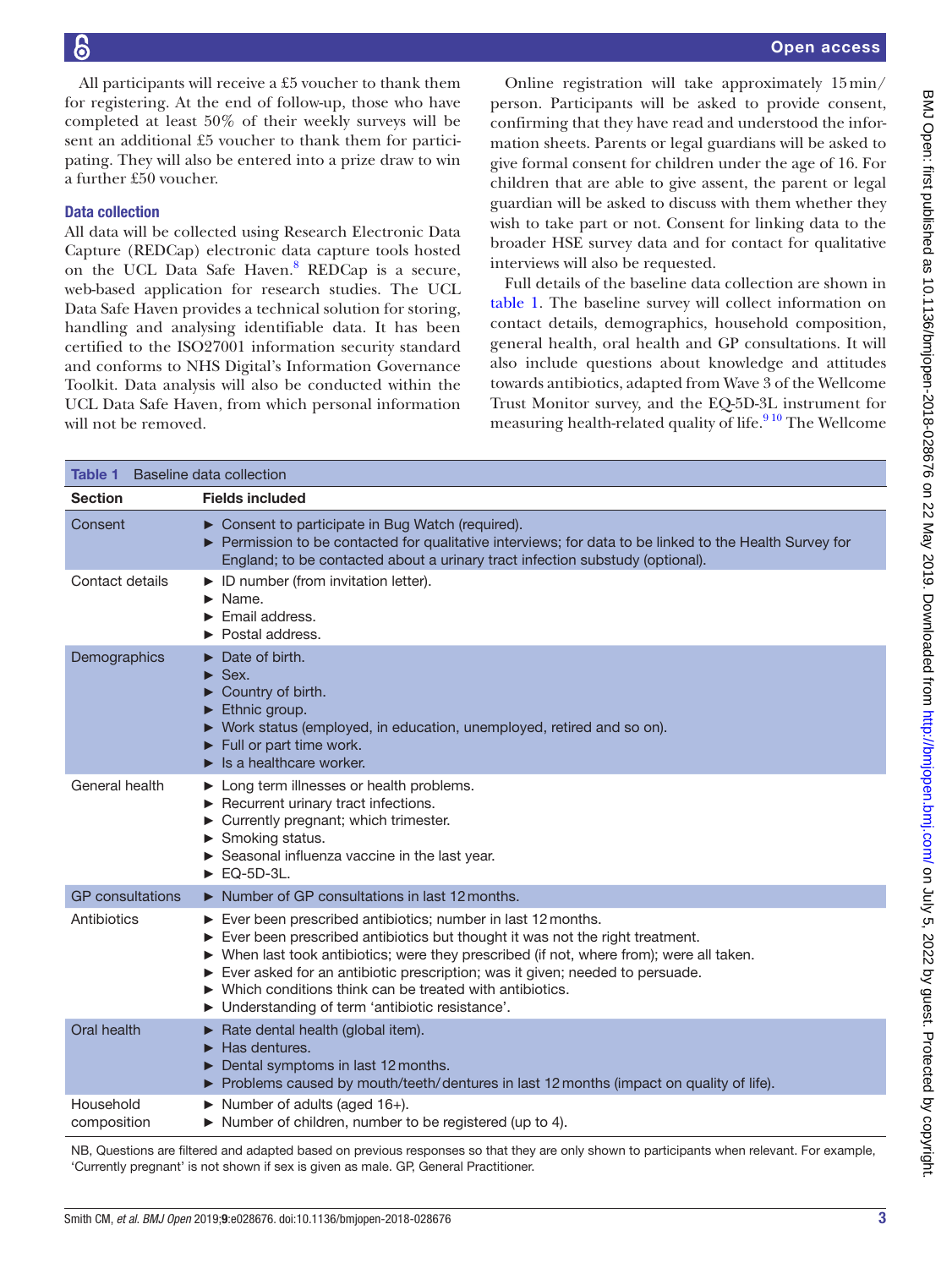All participants will receive a £5 voucher to thank them for registering. At the end of follow-up, those who have completed at least 50% of their weekly surveys will be sent an additional £5 voucher to thank them for participating. They will also be entered into a prize draw to win a further £50 voucher.

### Data collection

All data will be collected using Research Electronic Data Capture (REDCap) electronic data capture tools hosted on the UCL Data Safe Haven.[8] REDCap is a secure, web-based application for research studies. The UCL Data Safe Haven provides a technical solution for storing, handling and analysing identifiable data. It has been certified to the ISO27001 information security standard and conforms to NHS Digital's Information Governance Toolkit. Data analysis will also be conducted within the UCL Data Safe Haven, from which personal information will not be removed.

Online registration will take approximately 15 min/person. Participants will be asked to provide consent, confirming that they have read and understood the information sheets. Parents or legal guardians will be asked to give formal consent for children under the age of 16. For children that are able to give assent, the parent or legal guardian will be asked to discuss with them whether they wish to take part or not. Consent for linking data to the broader HSE survey data and for contact for qualitative interviews will also be requested.

Full details of the baseline data collection are shown in table 1. The baseline survey will collect information on contact details, demographics, household composition, general health, oral health and GP consultations. It will also include questions about knowledge and attitudes towards antibiotics, adapted from Wave 3 of the Wellcome Trust Monitor survey, and the EQ-5D-3L instrument for measuring health-related quality of life.[9,10] The Wellcome

**Table 1** Baseline data collection

| Section | Fields included |
|---|---|
| Consent | ► Consent to participate in Bug Watch (required).<br>► Permission to be contacted for qualitative interviews; for data to be linked to the Health Survey for England; to be contacted about a urinary tract infection substudy (optional). |
| Contact details | ► ID number (from invitation letter).<br>► Name.<br>► Email address.<br>► Postal address. |
| Demographics | ► Date of birth.<br>► Sex.<br>► Country of birth.<br>► Ethnic group.<br>► Work status (employed, in education, unemployed, retired and so on).<br>► Full or part time work.<br>► Is a healthcare worker. |
| General health | ► Long term illnesses or health problems.<br>► Recurrent urinary tract infections.<br>► Currently pregnant; which trimester.<br>► Smoking status.<br>► Seasonal influenza vaccine in the last year.<br>► EQ-5D-3L. |
| GP consultations | ► Number of GP consultations in last 12 months. |
| Antibiotics | ► Ever been prescribed antibiotics; number in last 12 months.<br>► Ever been prescribed antibiotics but thought it was not the right treatment.<br>► When last took antibiotics; were they prescribed (if not, where from); were all taken.<br>► Ever asked for an antibiotic prescription; was it given; needed to persuade.<br>► Which conditions think can be treated with antibiotics.<br>► Understanding of term 'antibiotic resistance'. |
| Oral health | ► Rate dental health (global item).<br>► Has dentures.<br>► Dental symptoms in last 12 months.<br>► Problems caused by mouth/teeth/dentures in last 12 months (impact on quality of life). |
| Household composition | ► Number of adults (aged 16+).<br>► Number of children, number to be registered (up to 4). |

NB, Questions are filtered and adapted based on previous responses so that they are only shown to participants when relevant. For example, 'Currently pregnant' is not shown if sex is given as male. GP, General Practitioner.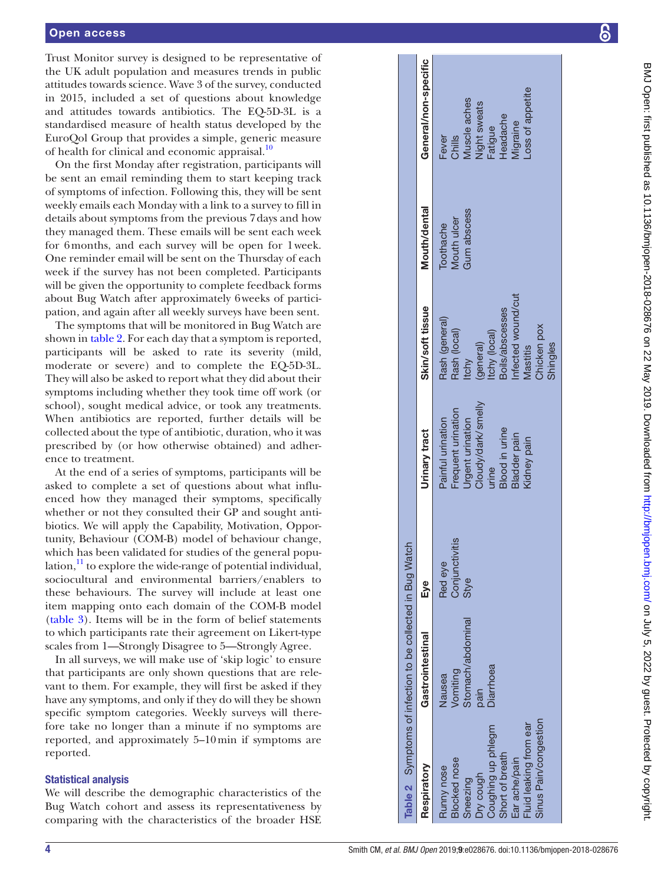Trust Monitor survey is designed to be representative of the UK adult population and measures trends in public attitudes towards science. Wave 3 of the survey, conducted in 2015, included a set of questions about knowledge and attitudes towards antibiotics. The EQ-5D-3L is a standardised measure of health status developed by the EuroQol Group that provides a simple, generic measure of health for clinical and economic appraisal.[10]

On the first Monday after registration, participants will be sent an email reminding them to start keeping track of symptoms of infection. Following this, they will be sent weekly emails each Monday with a link to a survey to fill in details about symptoms from the previous 7 days and how they managed them. These emails will be sent each week for 6 months, and each survey will be open for 1 week. One reminder email will be sent on the Thursday of each week if the survey has not been completed. Participants will be given the opportunity to complete feedback forms about Bug Watch after approximately 6 weeks of participation, and again after all weekly surveys have been sent.

The symptoms that will be monitored in Bug Watch are shown in table 2. For each day that a symptom is reported, participants will be asked to rate its severity (mild, moderate or severe) and to complete the EQ-5D-3L. They will also be asked to report what they did about their symptoms including whether they took time off work (or school), sought medical advice, or took any treatments. When antibiotics are reported, further details will be collected about the type of antibiotic, duration, who it was prescribed by (or how otherwise obtained) and adherence to treatment.

At the end of a series of symptoms, participants will be asked to complete a set of questions about what influenced how they managed their symptoms, specifically whether or not they consulted their GP and sought antibiotics. We will apply the Capability, Motivation, Opportunity, Behaviour (COM-B) model of behaviour change, which has been validated for studies of the general population,[11] to explore the wide-range of potential individual, sociocultural and environmental barriers/enablers to these behaviours. The survey will include at least one item mapping onto each domain of the COM-B model (table 3). Items will be in the form of belief statements to which participants rate their agreement on Likert-type scales from 1—Strongly Disagree to 5—Strongly Agree.

In all surveys, we will make use of 'skip logic' to ensure that participants are only shown questions that are relevant to them. For example, they will first be asked if they have any symptoms, and only if they do will they be shown specific symptom categories. Weekly surveys will therefore take no longer than a minute if no symptoms are reported, and approximately 5–10 min if symptoms are reported.

### Statistical analysis

We will describe the demographic characteristics of the Bug Watch cohort and assess its representativeness by comparing with the characteristics of the broader HSE

**Table 2** Symptoms of infection to be collected in Bug Watch

| Respiratory | Gastrointestinal | Eye | Urinary tract | Skin/soft tissue | Mouth/dental | General/non-specific |
|---|---|---|---|---|---|---|
| Runny nose<br>Blocked nose<br>Sneezing<br>Dry cough<br>Coughing up phlegm<br>Short of breath<br>Ear ache/pain<br>Fluid leaking from ear<br>Sinus Pain/congestion | Nausea<br>Vomiting<br>Stomach/abdominal pain<br>Diarrhoea | Red eye<br>Conjunctivitis<br>Stye | Painful urination<br>Frequent urination<br>Urgent urination<br>Cloudy/dark/smelly urine<br>Blood in urine<br>Bladder pain<br>Kidney pain | Rash (general)<br>Rash (local)<br>Itchy (general)<br>Itchy (local)<br>Boils/abscesses<br>Infected wound/cut<br>Mastitis<br>Chicken pox<br>Shingles | Toothache<br>Mouth ulcer<br>Gum abscess | Fever<br>Chills<br>Muscle aches<br>Night sweats<br>Fatigue<br>Headache<br>Migraine<br>Loss of appetite |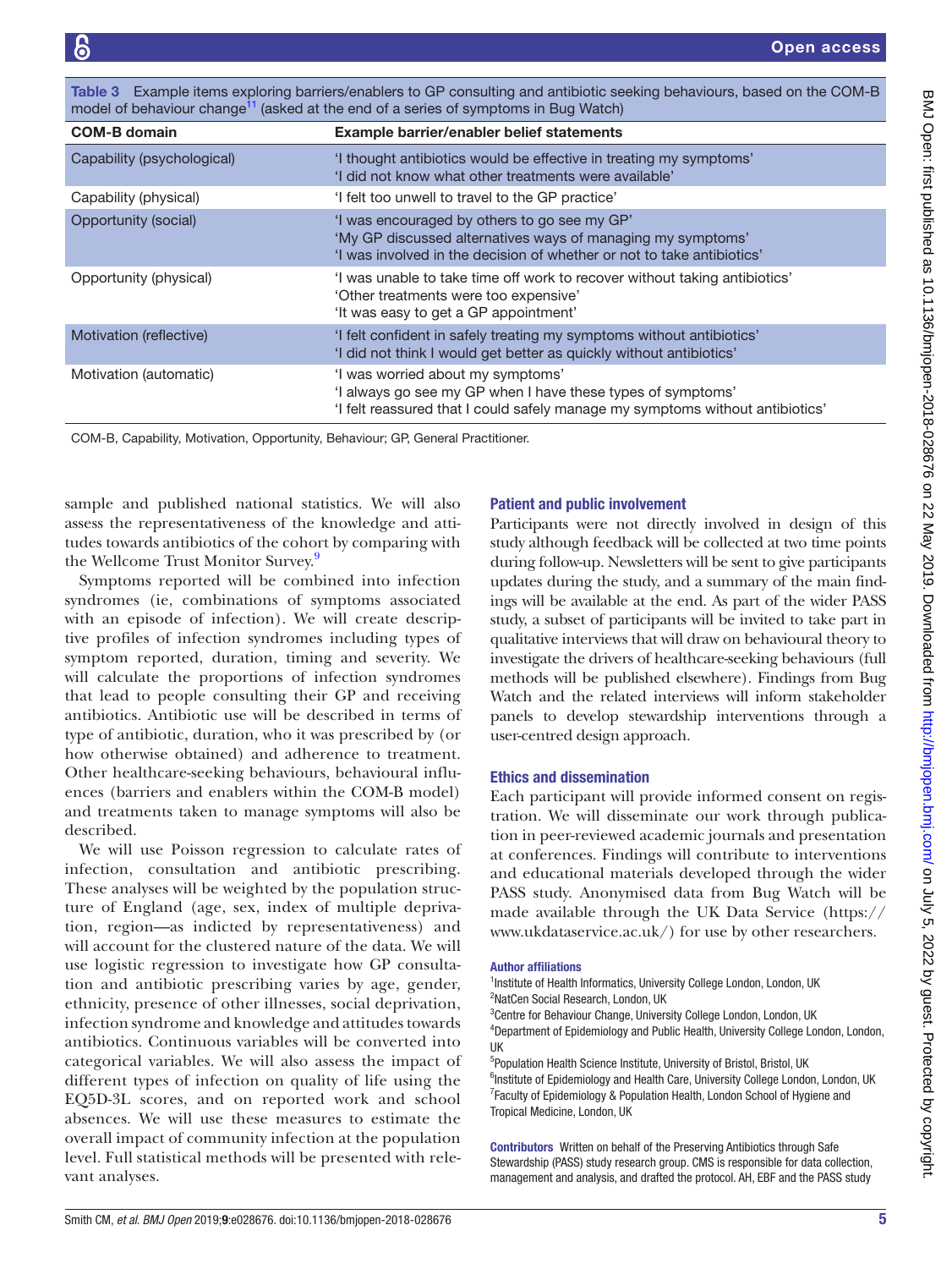Table 3 Example items exploring barriers/enablers to GP consulting and antibiotic seeking behaviours, based on the COM-B model of behaviour change[11] (asked at the end of a series of symptoms in Bug Watch)

| COM-B domain | Example barrier/enabler belief statements |
|---|---|
| Capability (psychological) | 'I thought antibiotics would be effective in treating my symptoms'<br>'I did not know what other treatments were available' |
| Capability (physical) | 'I felt too unwell to travel to the GP practice' |
| Opportunity (social) | 'I was encouraged by others to go see my GP'<br>'My GP discussed alternatives ways of managing my symptoms'<br>'I was involved in the decision of whether or not to take antibiotics' |
| Opportunity (physical) | 'I was unable to take time off work to recover without taking antibiotics'<br>'Other treatments were too expensive'<br>'It was easy to get a GP appointment' |
| Motivation (reflective) | 'I felt confident in safely treating my symptoms without antibiotics'<br>'I did not think I would get better as quickly without antibiotics' |
| Motivation (automatic) | 'I was worried about my symptoms'<br>'I always go see my GP when I have these types of symptoms'<br>'I felt reassured that I could safely manage my symptoms without antibiotics' |

COM-B, Capability, Motivation, Opportunity, Behaviour; GP, General Practitioner.

sample and published national statistics. We will also assess the representativeness of the knowledge and attitudes towards antibiotics of the cohort by comparing with the Wellcome Trust Monitor Survey.[9]

Symptoms reported will be combined into infection syndromes (ie, combinations of symptoms associated with an episode of infection). We will create descriptive profiles of infection syndromes including types of symptom reported, duration, timing and severity. We will calculate the proportions of infection syndromes that lead to people consulting their GP and receiving antibiotics. Antibiotic use will be described in terms of type of antibiotic, duration, who it was prescribed by (or how otherwise obtained) and adherence to treatment. Other healthcare-seeking behaviours, behavioural influences (barriers and enablers within the COM-B model) and treatments taken to manage symptoms will also be described.

We will use Poisson regression to calculate rates of infection, consultation and antibiotic prescribing. These analyses will be weighted by the population structure of England (age, sex, index of multiple deprivation, region—as indicted by representativeness) and will account for the clustered nature of the data. We will use logistic regression to investigate how GP consultation and antibiotic prescribing varies by age, gender, ethnicity, presence of other illnesses, social deprivation, infection syndrome and knowledge and attitudes towards antibiotics. Continuous variables will be converted into categorical variables. We will also assess the impact of different types of infection on quality of life using the EQ5D-3L scores, and on reported work and school absences. We will use these measures to estimate the overall impact of community infection at the population level. Full statistical methods will be presented with relevant analyses.

## Patient and public involvement

Participants were not directly involved in design of this study although feedback will be collected at two time points during follow-up. Newsletters will be sent to give participants updates during the study, and a summary of the main findings will be available at the end. As part of the wider PASS study, a subset of participants will be invited to take part in qualitative interviews that will draw on behavioural theory to investigate the drivers of healthcare-seeking behaviours (full methods will be published elsewhere). Findings from Bug Watch and the related interviews will inform stakeholder panels to develop stewardship interventions through a user-centred design approach.

## Ethics and dissemination

Each participant will provide informed consent on registration. We will disseminate our work through publication in peer-reviewed academic journals and presentation at conferences. Findings will contribute to interventions and educational materials developed through the wider PASS study. Anonymised data from Bug Watch will be made available through the UK Data Service (https://www.ukdataservice.ac.uk/) for use by other researchers.

### Author affiliations

[1]Institute of Health Informatics, University College London, London, UK
[2]NatCen Social Research, London, UK
[3]Centre for Behaviour Change, University College London, London, UK
[4]Department of Epidemiology and Public Health, University College London, London, UK
[5]Population Health Science Institute, University of Bristol, Bristol, UK
[6]Institute of Epidemiology and Health Care, University College London, London, UK
[7]Faculty of Epidemiology & Population Health, London School of Hygiene and Tropical Medicine, London, UK

**Contributors** Written on behalf of the Preserving Antibiotics through Safe Stewardship (PASS) study research group. CMS is responsible for data collection, management and analysis, and drafted the protocol. AH, EBF and the PASS study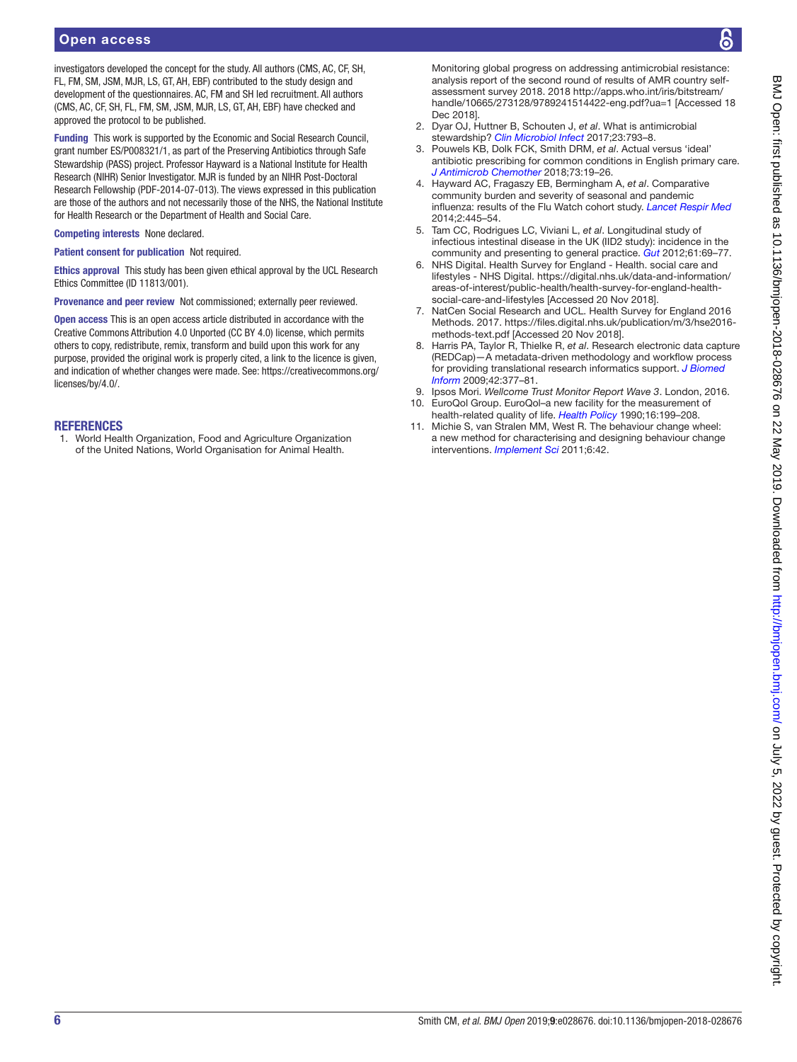investigators developed the concept for the study. All authors (CMS, AC, CF, SH, FL, FM, SM, JSM, MJR, LS, GT, AH, EBF) contributed to the study design and development of the questionnaires. AC, FM and SH led recruitment. All authors (CMS, AC, CF, SH, FL, FM, SM, JSM, MJR, LS, GT, AH, EBF) have checked and approved the protocol to be published.

**Funding** This work is supported by the Economic and Social Research Council, grant number ES/P008321/1, as part of the Preserving Antibiotics through Safe Stewardship (PASS) project. Professor Hayward is a National Institute for Health Research (NIHR) Senior Investigator. MJR is funded by an NIHR Post-Doctoral Research Fellowship (PDF-2014-07-013). The views expressed in this publication are those of the authors and not necessarily those of the NHS, the National Institute for Health Research or the Department of Health and Social Care.

**Competing interests** None declared.

**Patient consent for publication** Not required.

**Ethics approval** This study has been given ethical approval by the UCL Research Ethics Committee (ID 11813/001).

**Provenance and peer review** Not commissioned; externally peer reviewed.

**Open access** This is an open access article distributed in accordance with the Creative Commons Attribution 4.0 Unported (CC BY 4.0) license, which permits others to copy, redistribute, remix, transform and build upon this work for any purpose, provided the original work is properly cited, a link to the licence is given, and indication of whether changes were made. See: https://creativecommons.org/licenses/by/4.0/.

## REFERENCES

1. World Health Organization, Food and Agriculture Organization of the United Nations, World Organisation for Animal Health. Monitoring global progress on addressing antimicrobial resistance: analysis report of the second round of results of AMR country self-assessment survey 2018. 2018 http://apps.who.int/iris/bitstream/handle/10665/273128/9789241514422-eng.pdf?ua=1 [Accessed 18 Dec 2018].
2. Dyar OJ, Huttner B, Schouten J, *et al*. What is antimicrobial stewardship? *Clin Microbiol Infect* 2017;23:793–8.
3. Pouwels KB, Dolk FCK, Smith DRM, *et al*. Actual versus 'ideal' antibiotic prescribing for common conditions in English primary care. *J Antimicrob Chemother* 2018;73:19–26.
4. Hayward AC, Fragaszy EB, Bermingham A, *et al*. Comparative community burden and severity of seasonal and pandemic influenza: results of the Flu Watch cohort study. *Lancet Respir Med* 2014;2:445–54.
5. Tam CC, Rodrigues LC, Viviani L, *et al*. Longitudinal study of infectious intestinal disease in the UK (IID2 study): incidence in the community and presenting to general practice. *Gut* 2012;61:69–77.
6. NHS Digital. Health Survey for England - Health. social care and lifestyles - NHS Digital. https://digital.nhs.uk/data-and-information/areas-of-interest/public-health/health-survey-for-england-health-social-care-and-lifestyles [Accessed 20 Nov 2018].
7. NatCen Social Research and UCL. Health Survey for England 2016 Methods. 2017. https://files.digital.nhs.uk/publication/m/3/hse2016-methods-text.pdf [Accessed 20 Nov 2018].
8. Harris PA, Taylor R, Thielke R, *et al*. Research electronic data capture (REDCap)—A metadata-driven methodology and workflow process for providing translational research informatics support. *J Biomed Inform* 2009;42:377–81.
9. Ipsos Mori. *Wellcome Trust Monitor Report Wave 3*. London, 2016.
10. EuroQol Group. EuroQol–a new facility for the measurement of health-related quality of life. *Health Policy* 1990;16:199–208.
11. Michie S, van Stralen MM, West R. The behaviour change wheel: a new method for characterising and designing behaviour change interventions. *Implement Sci* 2011;6:42.